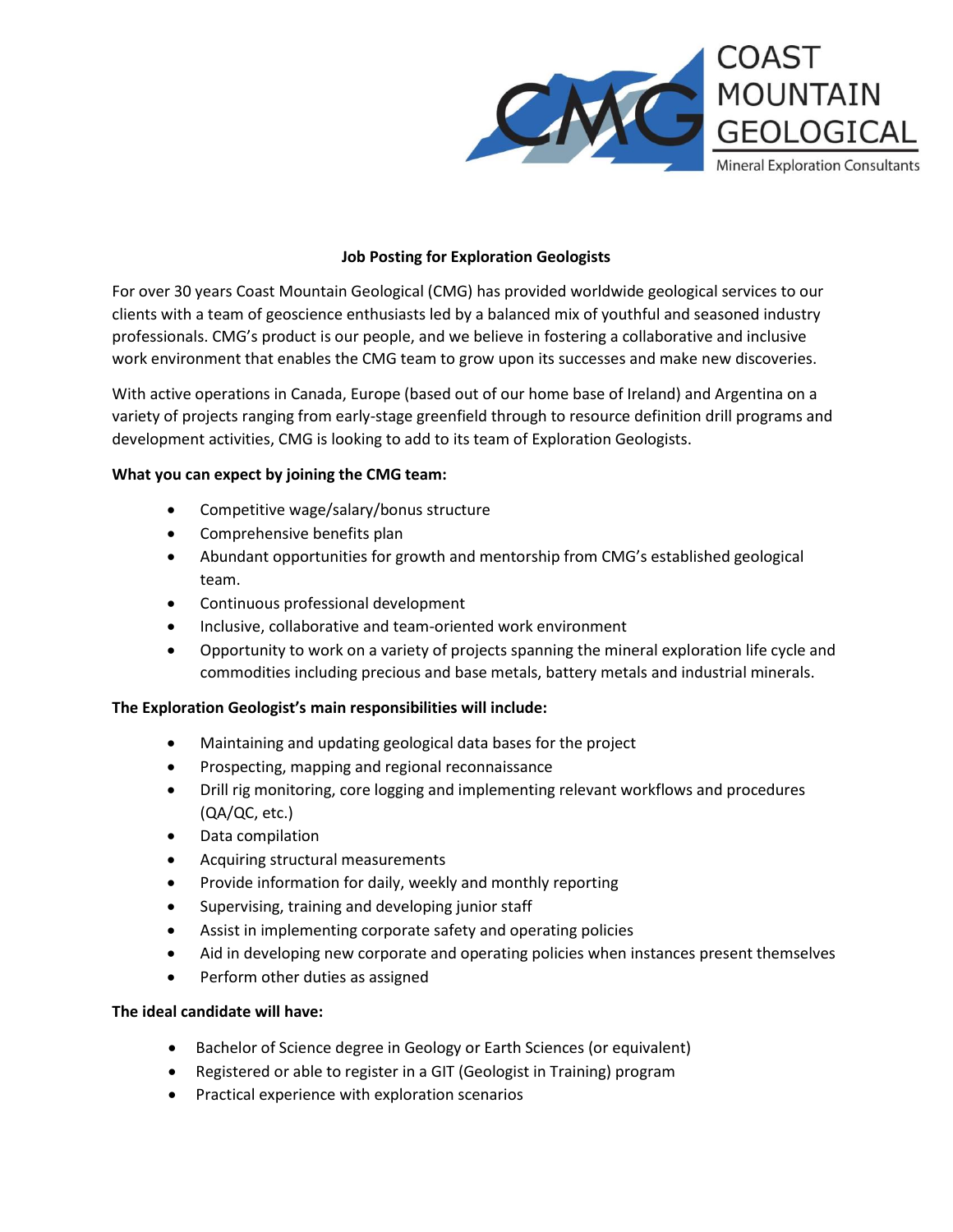COAST MOUNTAIN GEOLOGICAL

Mineral Exploration Consultants

## Job Posting for Exploration Geologists

For over 30 years Coast Mountain Geological (CMG) has provided worldwide geological services to our clients with a team of geoscience enthusiasts led by a balanced mix of youthful and seasoned industry professionals. CMG's product is our people, and we believe in fostering a collaborative and inclusive work environment that enables the CMG team to grow upon its successes and make new discoveries.

With active operations in Canada, Europe (based out of our home base of Ireland) and Argentina on a variety of projects ranging from early-stage greenfield through to resource definition drill programs and development activities, CMG is looking to add to its team of Exploration Geologists.

**What you can expect by joining the CMG team:**

- Competitive wage/salary/bonus structure
- Comprehensive benefits plan
- Abundant opportunities for growth and mentorship from CMG's established geological team.
- Continuous professional development
- Inclusive, collaborative and team-oriented work environment
- Opportunity to work on a variety of projects spanning the mineral exploration life cycle and commodities including precious and base metals, battery metals and industrial minerals.

**The Exploration Geologist's main responsibilities will include:**

- Maintaining and updating geological data bases for the project
- Prospecting, mapping and regional reconnaissance
- Drill rig monitoring, core logging and implementing relevant workflows and procedures (QA/QC, etc.)
- Data compilation
- Acquiring structural measurements
- Provide information for daily, weekly and monthly reporting
- Supervising, training and developing junior staff
- Assist in implementing corporate safety and operating policies
- Aid in developing new corporate and operating policies when instances present themselves
- Perform other duties as assigned

**The ideal candidate will have:**

- Bachelor of Science degree in Geology or Earth Sciences (or equivalent)
- Registered or able to register in a GIT (Geologist in Training) program
- Practical experience with exploration scenarios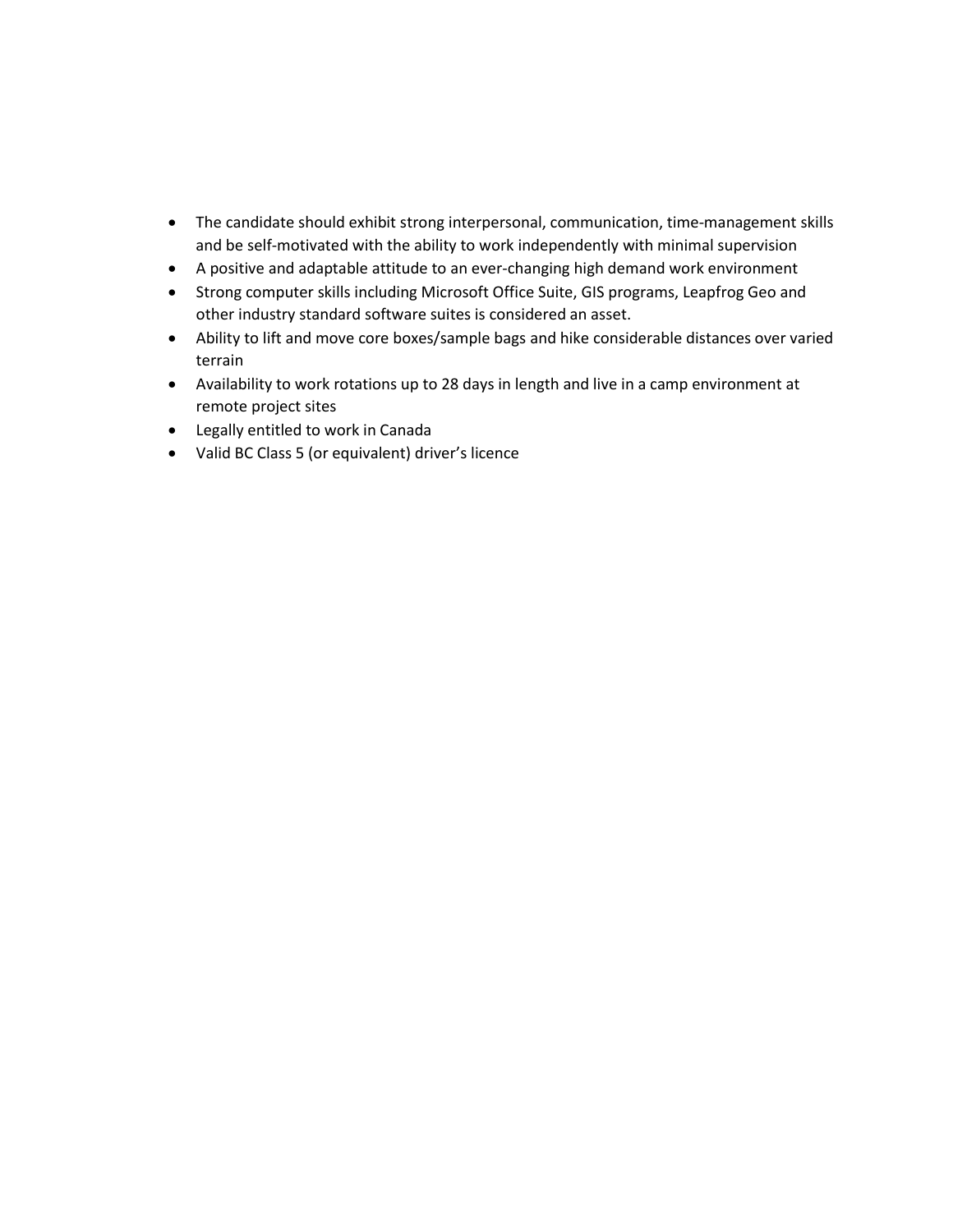- The candidate should exhibit strong interpersonal, communication, time-management skills and be self-motivated with the ability to work independently with minimal supervision
- A positive and adaptable attitude to an ever-changing high demand work environment
- Strong computer skills including Microsoft Office Suite, GIS programs, Leapfrog Geo and other industry standard software suites is considered an asset.
- Ability to lift and move core boxes/sample bags and hike considerable distances over varied terrain
- Availability to work rotations up to 28 days in length and live in a camp environment at remote project sites
- Legally entitled to work in Canada
- Valid BC Class 5 (or equivalent) driver's licence